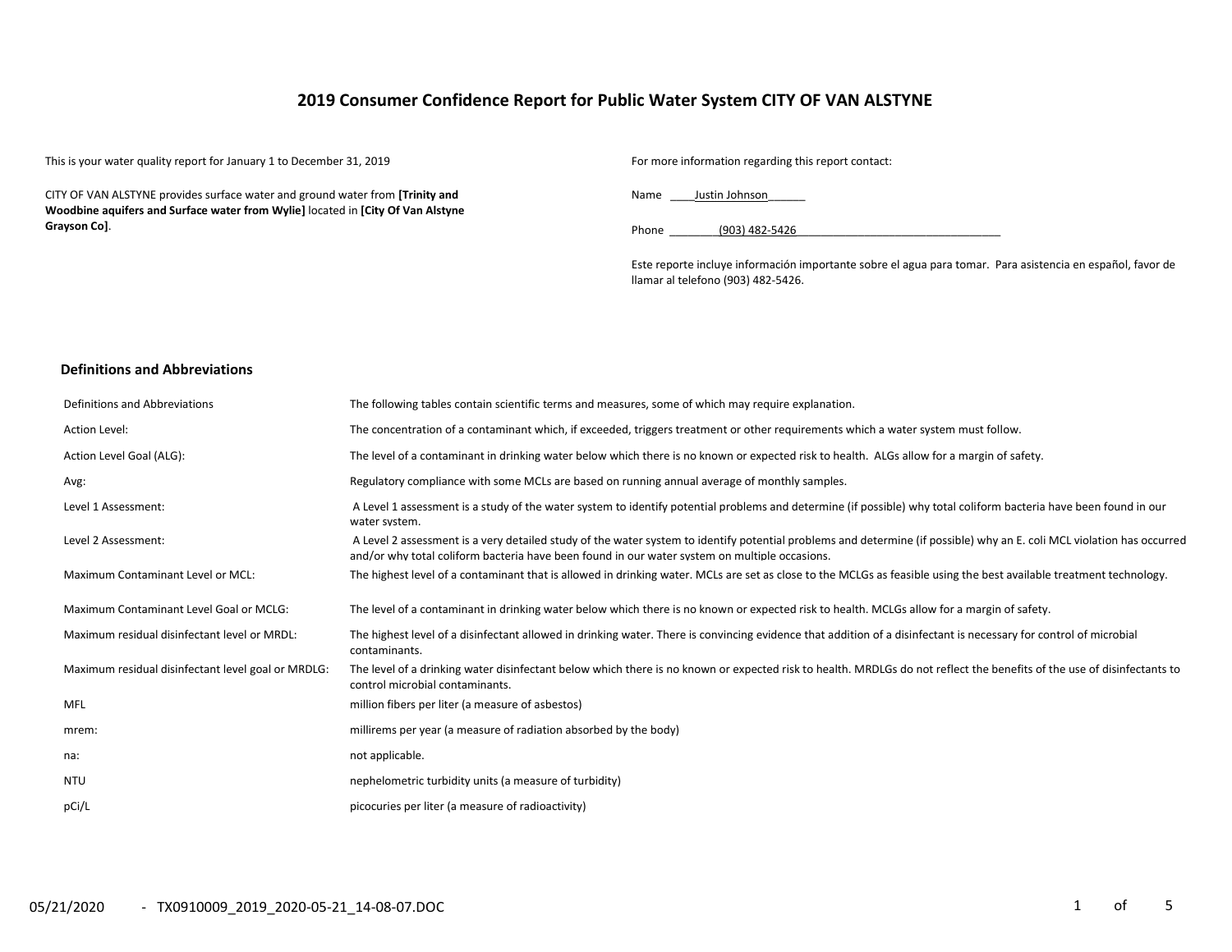# 2019 Consumer Confidence Report for Public Water System CITY OF VAN ALSTYNE

This is your water quality report for January 1 to December 31, 2019

CITY OF VAN ALSTYNE provides surface water and ground water from **[Trinity and Woodbine aquifers and Surface water from Wylie]** located in **[City Of Van Alstyne Grayson Co]**.

For more information regarding this report contact:

Name ____Justin Johnson______

Phone ________(903) 482-5426_________________________________

Este reporte incluye información importante sobre el agua para tomar. Para asistencia en español, favor de llamar al telefono (903) 482-5426.

## Definitions and Abbreviations

| Definitions and Abbreviations | The following tables contain scientific terms and measures, some of which may require explanation. |
|---|---|
| Action Level: | The concentration of a contaminant which, if exceeded, triggers treatment or other requirements which a water system must follow. |
| Action Level Goal (ALG): | The level of a contaminant in drinking water below which there is no known or expected risk to health. ALGs allow for a margin of safety. |
| Avg: | Regulatory compliance with some MCLs are based on running annual average of monthly samples. |
| Level 1 Assessment: | A Level 1 assessment is a study of the water system to identify potential problems and determine (if possible) why total coliform bacteria have been found in our water system. |
| Level 2 Assessment: | A Level 2 assessment is a very detailed study of the water system to identify potential problems and determine (if possible) why an E. coli MCL violation has occurred and/or why total coliform bacteria have been found in our water system on multiple occasions. |
| Maximum Contaminant Level or MCL: | The highest level of a contaminant that is allowed in drinking water. MCLs are set as close to the MCLGs as feasible using the best available treatment technology. |
| Maximum Contaminant Level Goal or MCLG: | The level of a contaminant in drinking water below which there is no known or expected risk to health. MCLGs allow for a margin of safety. |
| Maximum residual disinfectant level or MRDL: | The highest level of a disinfectant allowed in drinking water. There is convincing evidence that addition of a disinfectant is necessary for control of microbial contaminants. |
| Maximum residual disinfectant level goal or MRDLG: | The level of a drinking water disinfectant below which there is no known or expected risk to health. MRDLGs do not reflect the benefits of the use of disinfectants to control microbial contaminants. |
| MFL | million fibers per liter (a measure of asbestos) |
| mrem: | millirems per year (a measure of radiation absorbed by the body) |
| na: | not applicable. |
| NTU | nephelometric turbidity units (a measure of turbidity) |
| pCi/L | picocuries per liter (a measure of radioactivity) |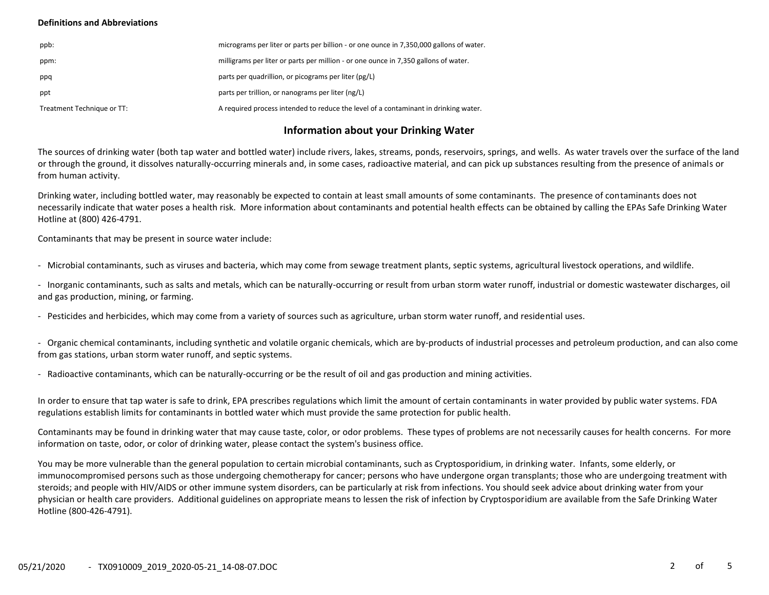**Definitions and Abbreviations**

| | |
|---|---|
| ppb: | micrograms per liter or parts per billion - or one ounce in 7,350,000 gallons of water. |
| ppm: | milligrams per liter or parts per million - or one ounce in 7,350 gallons of water. |
| ppq | parts per quadrillion, or picograms per liter (pg/L) |
| ppt | parts per trillion, or nanograms per liter (ng/L) |
| Treatment Technique or TT: | A required process intended to reduce the level of a contaminant in drinking water. |

## Information about your Drinking Water

The sources of drinking water (both tap water and bottled water) include rivers, lakes, streams, ponds, reservoirs, springs, and wells. As water travels over the surface of the land or through the ground, it dissolves naturally-occurring minerals and, in some cases, radioactive material, and can pick up substances resulting from the presence of animals or from human activity.

Drinking water, including bottled water, may reasonably be expected to contain at least small amounts of some contaminants. The presence of contaminants does not necessarily indicate that water poses a health risk. More information about contaminants and potential health effects can be obtained by calling the EPAs Safe Drinking Water Hotline at (800) 426-4791.

Contaminants that may be present in source water include:

- Microbial contaminants, such as viruses and bacteria, which may come from sewage treatment plants, septic systems, agricultural livestock operations, and wildlife.
- Inorganic contaminants, such as salts and metals, which can be naturally-occurring or result from urban storm water runoff, industrial or domestic wastewater discharges, oil and gas production, mining, or farming.
- Pesticides and herbicides, which may come from a variety of sources such as agriculture, urban storm water runoff, and residential uses.
- Organic chemical contaminants, including synthetic and volatile organic chemicals, which are by-products of industrial processes and petroleum production, and can also come from gas stations, urban storm water runoff, and septic systems.
- Radioactive contaminants, which can be naturally-occurring or be the result of oil and gas production and mining activities.

In order to ensure that tap water is safe to drink, EPA prescribes regulations which limit the amount of certain contaminants in water provided by public water systems. FDA regulations establish limits for contaminants in bottled water which must provide the same protection for public health.

Contaminants may be found in drinking water that may cause taste, color, or odor problems. These types of problems are not necessarily causes for health concerns. For more information on taste, odor, or color of drinking water, please contact the system's business office.

You may be more vulnerable than the general population to certain microbial contaminants, such as Cryptosporidium, in drinking water. Infants, some elderly, or immunocompromised persons such as those undergoing chemotherapy for cancer; persons who have undergone organ transplants; those who are undergoing treatment with steroids; and people with HIV/AIDS or other immune system disorders, can be particularly at risk from infections. You should seek advice about drinking water from your physician or health care providers. Additional guidelines on appropriate means to lessen the risk of infection by Cryptosporidium are available from the Safe Drinking Water Hotline (800-426-4791).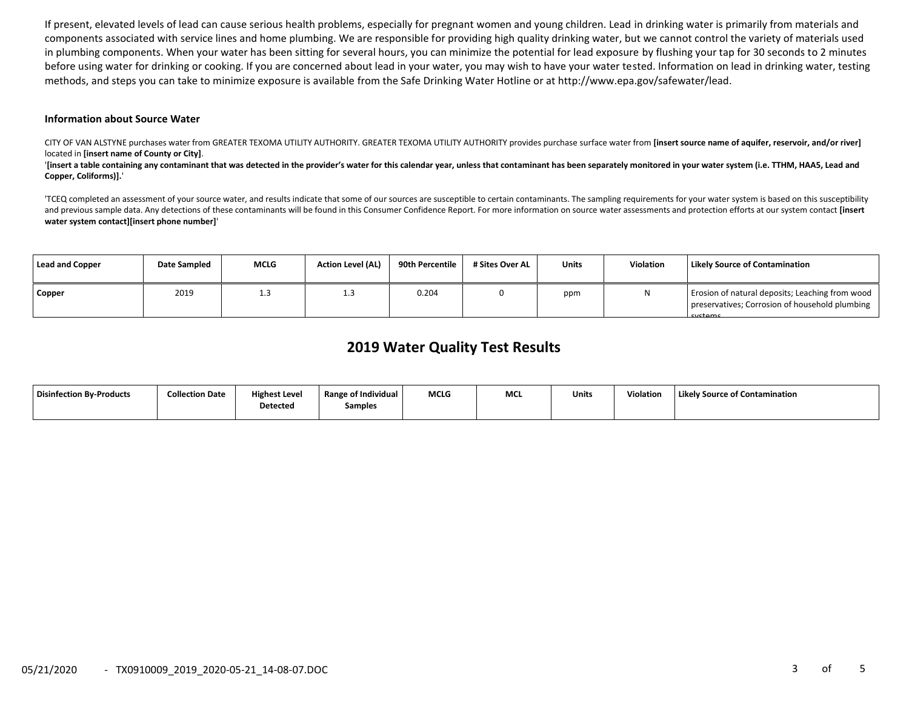If present, elevated levels of lead can cause serious health problems, especially for pregnant women and young children. Lead in drinking water is primarily from materials and components associated with service lines and home plumbing. We are responsible for providing high quality drinking water, but we cannot control the variety of materials used in plumbing components. When your water has been sitting for several hours, you can minimize the potential for lead exposure by flushing your tap for 30 seconds to 2 minutes before using water for drinking or cooking. If you are concerned about lead in your water, you may wish to have your water tested. Information on lead in drinking water, testing methods, and steps you can take to minimize exposure is available from the Safe Drinking Water Hotline or at http://www.epa.gov/safewater/lead.

### Information about Source Water

CITY OF VAN ALSTYNE purchases water from GREATER TEXOMA UTILITY AUTHORITY. GREATER TEXOMA UTILITY AUTHORITY provides purchase surface water from **[insert source name of aquifer, reservoir, and/or river]** located in **[insert name of County or City]**.

'**[insert a table containing any contaminant that was detected in the provider's water for this calendar year, unless that contaminant has been separately monitored in your water system (i.e. TTHM, HAA5, Lead and Copper, Coliforms)].**'

'TCEQ completed an assessment of your source water, and results indicate that some of our sources are susceptible to certain contaminants. The sampling requirements for your water system is based on this susceptibility and previous sample data. Any detections of these contaminants will be found in this Consumer Confidence Report. For more information on source water assessments and protection efforts at our system contact **[insert water system contact][insert phone number]**'

| Lead and Copper | Date Sampled | MCLG | Action Level (AL) | 90th Percentile | # Sites Over AL | Units | Violation | Likely Source of Contamination |
|---|---|---|---|---|---|---|---|---|
| Copper | 2019 | 1.3 | 1.3 | 0.204 | 0 | ppm | N | Erosion of natural deposits; Leaching from wood preservatives; Corrosion of household plumbing systems. |

## 2019 Water Quality Test Results

| Disinfection By-Products | Collection Date | Highest Level Detected | Range of Individual Samples | MCLG | MCL | Units | Violation | Likely Source of Contamination |
|---|---|---|---|---|---|---|---|---|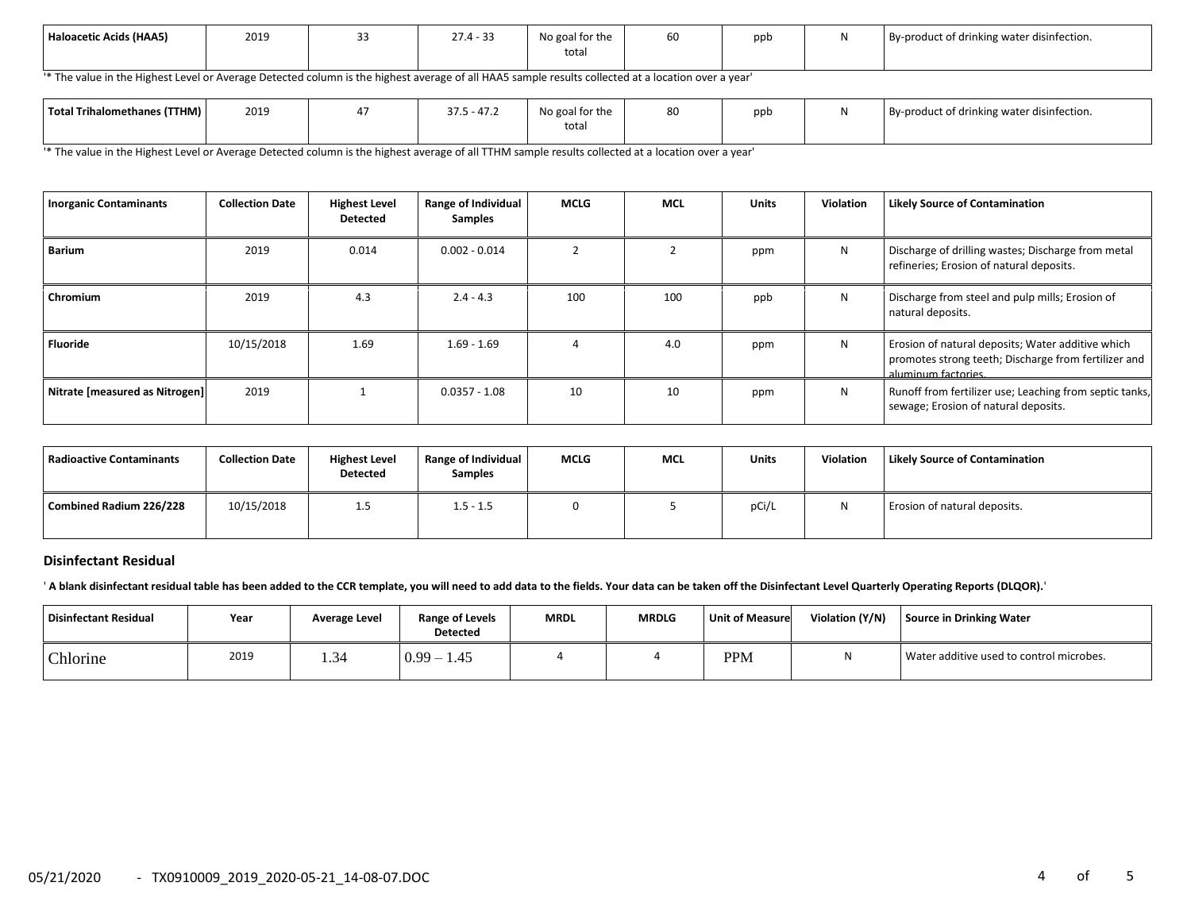| Haloacetic Acids (HAA5) | 2019 | 33 | 27.4 - 33 | No goal for the total | 60 | ppb | N | By-product of drinking water disinfection. |
|---|---|---|---|---|---|---|---|---|

'* The value in the Highest Level or Average Detected column is the highest average of all HAA5 sample results collected at a location over a year'

| Total Trihalomethanes (TTHM) | 2019 | 47 | 37.5 - 47.2 | No goal for the total | 80 | ppb | N | By-product of drinking water disinfection. |
|---|---|---|---|---|---|---|---|---|

'* The value in the Highest Level or Average Detected column is the highest average of all TTHM sample results collected at a location over a year'

| Inorganic Contaminants | Collection Date | Highest Level Detected | Range of Individual Samples | MCLG | MCL | Units | Violation | Likely Source of Contamination |
|---|---|---|---|---|---|---|---|---|
| Barium | 2019 | 0.014 | 0.002 - 0.014 | 2 | 2 | ppm | N | Discharge of drilling wastes; Discharge from metal refineries; Erosion of natural deposits. |
| Chromium | 2019 | 4.3 | 2.4 - 4.3 | 100 | 100 | ppb | N | Discharge from steel and pulp mills; Erosion of natural deposits. |
| Fluoride | 10/15/2018 | 1.69 | 1.69 - 1.69 | 4 | 4.0 | ppm | N | Erosion of natural deposits; Water additive which promotes strong teeth; Discharge from fertilizer and aluminum factories. |
| Nitrate [measured as Nitrogen] | 2019 | 1 | 0.0357 - 1.08 | 10 | 10 | ppm | N | Runoff from fertilizer use; Leaching from septic tanks, sewage; Erosion of natural deposits. |

| Radioactive Contaminants | Collection Date | Highest Level Detected | Range of Individual Samples | MCLG | MCL | Units | Violation | Likely Source of Contamination |
|---|---|---|---|---|---|---|---|---|
| Combined Radium 226/228 | 10/15/2018 | 1.5 | 1.5 - 1.5 | 0 | 5 | pCi/L | N | Erosion of natural deposits. |

### Disinfectant Residual

**' A blank disinfectant residual table has been added to the CCR template, you will need to add data to the fields. Your data can be taken off the Disinfectant Level Quarterly Operating Reports (DLQOR).'**

| Disinfectant Residual | Year | Average Level | Range of Levels Detected | MRDL | MRDLG | Unit of Measure | Violation (Y/N) | Source in Drinking Water |
|---|---|---|---|---|---|---|---|---|
| Chlorine | 2019 | 1.34 | 0.99 – 1.45 | 4 | 4 | PPM | N | Water additive used to control microbes. |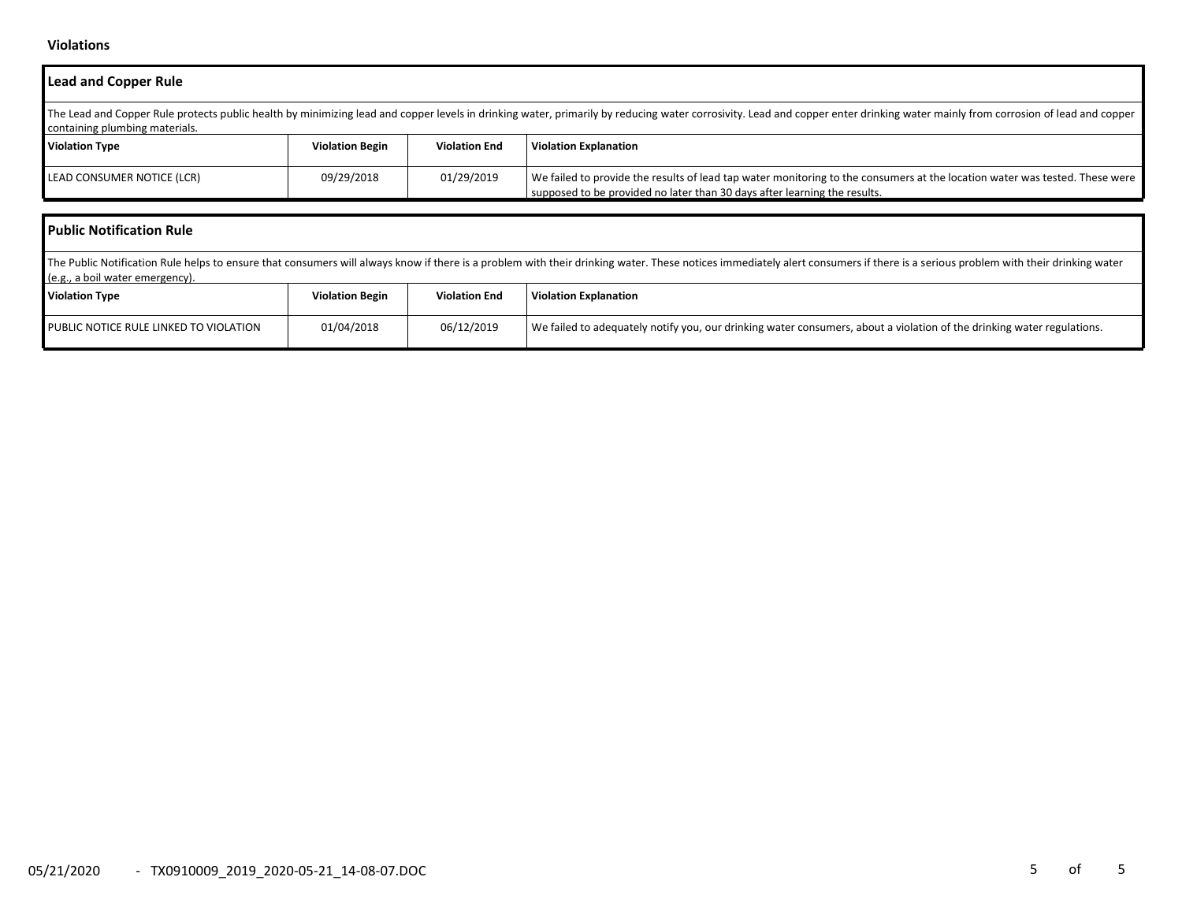## Violations

### Lead and Copper Rule

The Lead and Copper Rule protects public health by minimizing lead and copper levels in drinking water, primarily by reducing water corrosivity. Lead and copper enter drinking water mainly from corrosion of lead and copper containing plumbing materials.

| Violation Type | Violation Begin | Violation End | Violation Explanation |
| --- | --- | --- | --- |
| LEAD CONSUMER NOTICE (LCR) | 09/29/2018 | 01/29/2019 | We failed to provide the results of lead tap water monitoring to the consumers at the location water was tested. These were supposed to be provided no later than 30 days after learning the results. |

### Public Notification Rule

The Public Notification Rule helps to ensure that consumers will always know if there is a problem with their drinking water. These notices immediately alert consumers if there is a serious problem with their drinking water (e.g., a boil water emergency).

| Violation Type | Violation Begin | Violation End | Violation Explanation |
| --- | --- | --- | --- |
| PUBLIC NOTICE RULE LINKED TO VIOLATION | 01/04/2018 | 06/12/2019 | We failed to adequately notify you, our drinking water consumers, about a violation of the drinking water regulations. |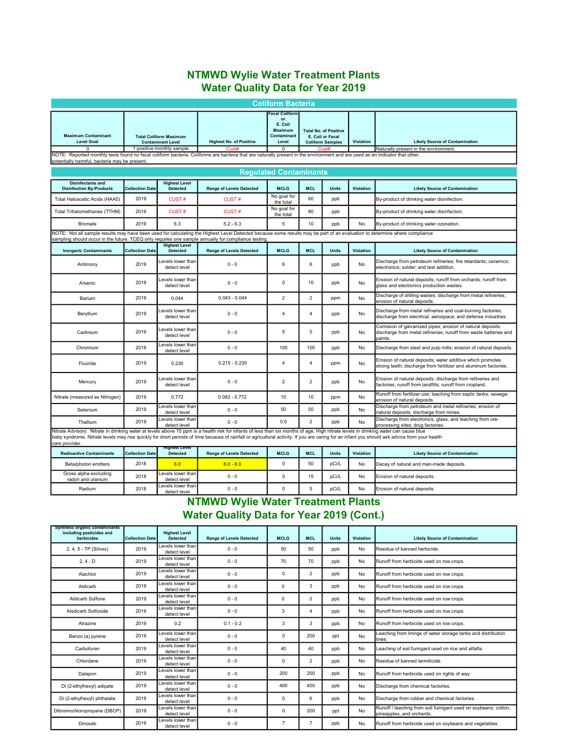# NTMWD Wylie Water Treatment Plants
# Water Quality Data for Year 2019

## Coliform Bacteria

| Maximum Contaminant Level Goal | Total Coliform Maximum Contaminant Level | Highest No. of Positive | Fecal Coliform or E. Coli Maximum Contaminant Level | Total No. of Positive E. Coli or Fecal Coliform Samples | Violation | Likely Source of Contamination |
|---|---|---|---|---|---|---|
| 0 | 1 positive monthly sample | Cust# | 0 | Cust# | | Naturally present in the environment. |

NOTE: Reported monthly tests found no fecal coliform bacteria. Coliforms are bacteria that are naturally present in the environment and are used as an indicator that other, potentially harmful, bacteria may be present.

## Regulated Contaminants

| Disinfectants and Disinfection By-Products | Collection Date | Highest Level Detected | Range of Levels Detected | MCLG | MCL | Units | Violation | Likely Source of Contamination |
|---|---|---|---|---|---|---|---|---|
| Total Haloacetic Acids (HAA5) | 2019 | CUST # | CUST # | No goal for the total | 60 | ppb | | By-product of drinking water disinfection. |
| Total Trihalomethanes (TTHM) | 2019 | CUST # | CUST # | No goal for the total | 80 | ppb | | By-product of drinking water disinfection. |
| Bromate | 2019 | 6.3 | 5.2 - 6.3 | 5 | 10 | ppb | No | By-product of drinking water ozonation. |

NOTE: Not all sample results may have been used for calculating the Highest Level Detected because some results may be part of an evaluation to determine where compliance sampling should occur in the future. TCEQ only requires one sample annually for compliance testing.

| Inorganic Contaminants | Collection Date | Highest Level Detected | Range of Levels Detected | MCLG | MCL | Units | Violation | Likely Source of Contamination |
|---|---|---|---|---|---|---|---|---|
| Antimony | 2019 | Levels lower than detect level | 0 - 0 | 6 | 6 | ppb | No | Discharge from petroleum refineries; fire retardants; ceramics; electronics; solder; and test addition. |
| Arsenic | 2019 | Levels lower than detect level | 0 - 0 | 0 | 10 | ppb | No | Erosion of natural deposits; runoff from orchards; runoff from glass and electronics production wastes. |
| Barium | 2019 | 0.044 | 0.043 - 0.044 | 2 | 2 | ppm | No | Discharge of drilling wastes; discharge from metal refineries; erosion of natural deposits. |
| Beryllium | 2019 | Levels lower than detect level | 0 - 0 | 4 | 4 | ppb | No | Discharge from metal refineries and coal-burning factories; discharge from electrical, aerospace, and defense industries. |
| Cadmium | 2019 | Levels lower than detect level | 0 - 0 | 5 | 5 | ppb | No | Corrosion of galvanized pipes; erosion of natural deposits; discharge from metal refineries; runoff from waste batteries and paints. |
| Chromium | 2019 | Levels lower than detect level | 0 - 0 | 100 | 100 | ppb | No | Discharge from steel and pulp mills; erosion of natural deposits. |
| Fluoride | 2019 | 0.230 | 0.215 - 0.230 | 4 | 4 | ppm | No | Erosion of natural deposits; water additive which promotes strong teeth; discharge from fertilizer and aluminum factories. |
| Mercury | 2019 | Levels lower than detect level | 0 - 0 | 2 | 2 | ppb | No | Erosion of natural deposits; discharge from refineries and factories; runoff from landfills; runoff from cropland. |
| Nitrate (measured as Nitrogen) | 2019 | 0.772 | 0.083 - 0.772 | 10 | 10 | ppm | No | Runoff from fertilizer use; leaching from septic tanks; sewage; erosion of natural deposits. |
| Selenium | 2019 | Levels lower than detect level | 0 - 0 | 50 | 50 | ppb | No | Discharge from petroleum and metal refineries; erosion of natural deposits; discharge from mines. |
| Thallium | 2019 | Levels lower than detect level | 0 - 0 | 0.5 | 2 | ppb | No | Discharge from electronics, glass, and leaching from ore-processing sites; drug factories. |

Nitrate Advisory: Nitrate in drinking water at levels above 10 ppm is a health risk for infants of less than six months of age. High nitrate levels in drinking water can cause blue baby syndrome. Nitrate levels may rise quickly for short periods of time because of rainfall or agricultural activity. If you are caring for an infant you should ask advice from your health care provider.

| Radioactive Contaminants | Collection Date | Highest Level Detected | Range of Levels Detected | MCLG | MCL | Units | Violation | Likely Source of Contamination |
|---|---|---|---|---|---|---|---|---|
| Beta/photon emitters | 2018 | 8.0 | 8.0 - 8.0 | 0 | 50 | pCi/L | No | Decay of natural and man-made deposits. |
| Gross alpha excluding radon and uranium | 2018 | Levels lower than detect level | 0 - 0 | 0 | 15 | pCi/L | No | Erosion of natural deposits. |
| Radium | 2018 | Levels lower than detect level | 0 - 0 | 0 | 5 | pCi/L | No | Erosion of natural deposits. |

# NTMWD Wylie Water Treatment Plants
# Water Quality Data for Year 2019 (Cont.)

| Synthetic organic contaminants including pesticides and herbicides | Collection Date | Highest Level Detected | Range of Levels Detected | MCLG | MCL | Units | Violation | Likely Source of Contamination |
|---|---|---|---|---|---|---|---|---|
| 2, 4, 5 - TP (Silvex) | 2019 | Levels lower than detect level | 0 - 0 | 50 | 50 | ppb | No | Residue of banned herbicide. |
| 2, 4 - D | 2019 | Levels lower than detect level | 0 - 0 | 70 | 70 | ppb | No | Runoff from herbicide used on row crops. |
| Alachlor | 2019 | Levels lower than detect level | 0 - 0 | 0 | 2 | ppb | No | Runoff from herbicide used on row crops. |
| Aldicarb | 2019 | Levels lower than detect level | 0 - 0 | 0 | 3 | ppb | No | Runoff from herbicide used on row crops. |
| Aldicarb Sulfone | 2019 | Levels lower than detect level | 0 - 0 | 0 | 2 | ppb | No | Runoff from herbicide used on row crops. |
| Alsdicarb Solfoxide | 2019 | Levels lower than detect level | 0 - 0 | 3 | 4 | ppb | No | Runoff from herbicide used on row crops. |
| Atrazine | 2019 | 0.2 | 0.1 - 0.2 | 3 | 3 | ppb | No | Runoff from herbicide used on row crops. |
| Benzo (a) pyrene | 2019 | Levels lower than detect level | 0 - 0 | 0 | 200 | ppt | No | Leaching from linings of water storage tanks and distribution lines. |
| Carbofuran | 2019 | Levels lower than detect level | 0 - 0 | 40 | 40 | ppb | No | Leaching of soil fumigant used on rice and alfalfa. |
| Chlordane | 2019 | Levels lower than detect level | 0 - 0 | 0 | 2 | ppb | No | Residue of banned termiticide. |
| Dalapon | 2019 | Levels lower than detect level | 0 - 0 | 200 | 200 | ppb | No | Runoff from herbicide used on rights of way. |
| Di (2-ethylhexyl) adipate | 2019 | Levels lower than detect level | 0 - 0 | 400 | 400 | ppb | No | Discharge from chemical factories. |
| Di (2-ethylhexyl) phthalate | 2019 | Levels lower than detect level | 0 - 0 | 0 | 6 | ppb | No | Discharge from rubber and chemical factories. |
| Dibromochloropropane (DBCP) | 2019 | Levels lower than detect level | 0 - 0 | 0 | 200 | ppt | No | Runoff / leaching from soil fumigant used on soybeans, cotton, pineapples, and orchards. |
| Dinoseb | 2019 | Levels lower than detect level | 0 - 0 | 7 | 7 | ppb | No | Runoff from herbicide used on soybeans and vegetables. |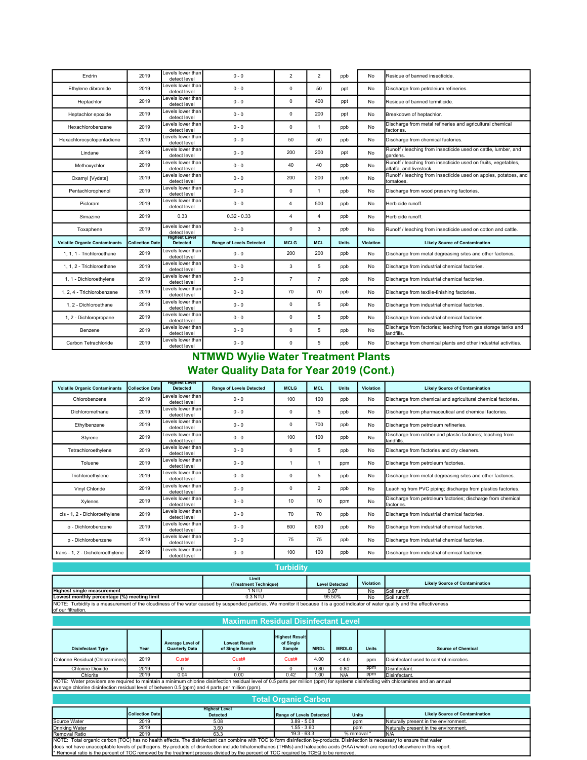| | | | | | | | | |
|---|---|---|---|---|---|---|---|---|
| Endrin | 2019 | Levels lower than detect level | 0 - 0 | 2 | 2 | ppb | No | Residue of banned insecticide. |
| Ethylene dibromide | 2019 | Levels lower than detect level | 0 - 0 | 0 | 50 | ppt | No | Discharge from petroleum refineries. |
| Heptachlor | 2019 | Levels lower than detect level | 0 - 0 | 0 | 400 | ppt | No | Residue of banned termiticide. |
| Heptachlor epoxide | 2019 | Levels lower than detect level | 0 - 0 | 0 | 200 | ppt | No | Breakdown of heptachlor. |
| Hexachlorobenzene | 2019 | Levels lower than detect level | 0 - 0 | 0 | 1 | ppb | No | Discharge from metal refineries and agricultural chemical factories. |
| Hexachlorocyclopentadiene | 2019 | Levels lower than detect level | 0 - 0 | 50 | 50 | ppb | No | Discharge from chemical factories. |
| Lindane | 2019 | Levels lower than detect level | 0 - 0 | 200 | 200 | ppt | No | Runoff / leaching from insecticide used on cattle, lumber, and gardens. |
| Methoxychlor | 2019 | Levels lower than detect level | 0 - 0 | 40 | 40 | ppb | No | Runoff / leaching from insecticide used on fruits, vegetables, alfalfa, and livestock. |
| Oxamyl [Vydate] | 2019 | Levels lower than detect level | 0 - 0 | 200 | 200 | ppb | No | Runoff / leaching from insecticide used on apples, potatoes, and tomatoes. |
| Pentachlorophenol | 2019 | Levels lower than detect level | 0 - 0 | 0 | 1 | ppb | No | Discharge from wood preserving factories. |
| Picloram | 2019 | Levels lower than detect level | 0 - 0 | 4 | 500 | ppb | No | Herbicide runoff. |
| Simazine | 2019 | 0.33 | 0.32 - 0.33 | 4 | 4 | ppb | No | Herbicide runoff. |
| Toxaphene | 2019 | Levels lower than detect level | 0 - 0 | 0 | 3 | ppb | No | Runoff / leaching from insecticide used on cotton and cattle. |

| Volatile Organic Contaminants | Collection Date | Highest Level Detected | Range of Levels Detected | MCLG | MCL | Units | Violation | Likely Source of Contamination |
|---|---|---|---|---|---|---|---|---|
| 1, 1, 1 - Trichloroethane | 2019 | Levels lower than detect level | 0 - 0 | 200 | 200 | ppb | No | Discharge from metal degreasing sites and other factories. |
| 1, 1, 2 - Trichloroethane | 2019 | Levels lower than detect level | 0 - 0 | 3 | 5 | ppb | No | Discharge from industrial chemical factories. |
| 1, 1 - Dichloroethylene | 2019 | Levels lower than detect level | 0 - 0 | 7 | 7 | ppb | No | Discharge from industrial chemical factories. |
| 1, 2, 4 - Trichlorobenzene | 2019 | Levels lower than detect level | 0 - 0 | 70 | 70 | ppb | No | Discharge from textile-finishing factories. |
| 1, 2 - Dichloroethane | 2019 | Levels lower than detect level | 0 - 0 | 0 | 5 | ppb | No | Discharge from industrial chemical factories. |
| 1, 2 - Dichloropropane | 2019 | Levels lower than detect level | 0 - 0 | 0 | 5 | ppb | No | Discharge from industrial chemical factories. |
| Benzene | 2019 | Levels lower than detect level | 0 - 0 | 0 | 5 | ppb | No | Discharge from factories; leaching from gas storage tanks and landfills. |
| Carbon Tetrachloride | 2019 | Levels lower than detect level | 0 - 0 | 0 | 5 | ppb | No | Discharge from chemical plants and other industrial activities. |

# NTMWD Wylie Water Treatment Plants
# Water Quality Data for Year 2019 (Cont.)

| Volatile Organic Contaminants | Collection Date | Highest Level Detected | Range of Levels Detected | MCLG | MCL | Units | Violation | Likely Source of Contamination |
|---|---|---|---|---|---|---|---|---|
| Chlorobenzene | 2019 | Levels lower than detect level | 0 - 0 | 100 | 100 | ppb | No | Discharge from chemical and agricultural chemical factories. |
| Dichloromethane | 2019 | Levels lower than detect level | 0 - 0 | 0 | 5 | ppb | No | Discharge from pharmaceutical and chemical factories. |
| Ethylbenzene | 2019 | Levels lower than detect level | 0 - 0 | 0 | 700 | ppb | No | Discharge from petroleum refineries. |
| Styrene | 2019 | Levels lower than detect level | 0 - 0 | 100 | 100 | ppb | No | Discharge from rubber and plastic factories; leaching from landfills. |
| Tetrachloroethylene | 2019 | Levels lower than detect level | 0 - 0 | 0 | 5 | ppb | No | Discharge from factories and dry cleaners. |
| Toluene | 2019 | Levels lower than detect level | 0 - 0 | 1 | 1 | ppm | No | Discharge from petroleum factories. |
| Trichloroethylene | 2019 | Levels lower than detect level | 0 - 0 | 0 | 5 | ppb | No | Discharge from metal degreasing sites and other factories. |
| Vinyl Chloride | 2019 | Levels lower than detect level | 0 - 0 | 0 | 2 | ppb | No | Leaching from PVC piping; discharge from plastics factories. |
| Xylenes | 2019 | Levels lower than detect level | 0 - 0 | 10 | 10 | ppm | No | Discharge from petroleum factories; discharge from chemical factories. |
| cis - 1, 2 - Dichloroethylene | 2019 | Levels lower than detect level | 0 - 0 | 70 | 70 | ppb | No | Discharge from industrial chemical factories. |
| o - Dichlorobenzene | 2019 | Levels lower than detect level | 0 - 0 | 600 | 600 | ppb | No | Discharge from industrial chemical factories. |
| p - Dichlorobenzene | 2019 | Levels lower than detect level | 0 - 0 | 75 | 75 | ppb | No | Discharge from industrial chemical factories. |
| trans - 1, 2 - Dicholoroethylene | 2019 | Levels lower than detect level | 0 - 0 | 100 | 100 | ppb | No | Discharge from industrial chemical factories. |

## Turbidity

| | Limit (Treatment Technique) | Level Detected | Violation | Likely Source of Contamination |
|---|---|---|---|---|
| Highest single measurement | 1 NTU | 0.97 | No | Soil runoff. |
| Lowest monthly percentage (%) meeting limit | 0.3 NTU | 95.50% | No | Soil runoff. |

NOTE: Turbidity is a measurement of the cloudiness of the water caused by suspended particles. We monitor it because it is a good indicator of water quality and the effectiveness of our filtration.

## Maximum Residual Disinfectant Level

| Disinfectant Type | Year | Average Level of Quarterly Data | Lowest Result of Single Sample | Highest Result of Single Sample | MRDL | MRDLG | Units | Source of Chemical |
|---|---|---|---|---|---|---|---|---|
| Chlorine Residual (Chloramines) | 2019 | Cust# | Cust# | Cust# | 4.00 | < 4.0 | ppm | Disinfectant used to control microbes. |
| Chlorine Dioxide | 2019 | 0 | 0 | 0 | 0.80 | 0.80 | ppm | Disinfectant. |
| Chlorite | 2019 | 0.04 | 0.00 | 0.42 | 1.00 | N/A | ppm | Disinfectant. |

NOTE: Water providers are required to maintain a minimum chlorine disinfection residual level of 0.5 parts per million (ppm) for systems disinfecting with chloramines and an annual average chlorine disinfection residual level of between 0.5 (ppm) and 4 parts per million (ppm).

## Total Organic Carbon

| | Collection Date | Highest Level Detected | Range of Levels Detected | Units | Likely Source of Contamination |
|---|---|---|---|---|---|
| Source Water | 2019 | 5.08 | 3.89 - 5.08 | ppm | Naturally present in the environment. |
| Drinking Water | 2019 | 3.60 | 1.55 - 3.60 | ppm | Naturally present in the environment. |
| Removal Ratio | 2019 | 63.3 | 19.3 - 63.3 | % removal * | N/A |

NOTE: Total organic carbon (TOC) has no health effects. The disinfectant can combine with TOC to form disinfection by-products. Disinfection is necessary to ensure that water does not have unacceptable levels of pathogens. By-products of disinfection include trihalomethanes (THMs) and haloacetic acids (HAA) which are reported elsewhere in this report.

* Removal ratio is the percent of TOC removed by the treatment process divided by the percent of TOC required by TCEQ to be removed.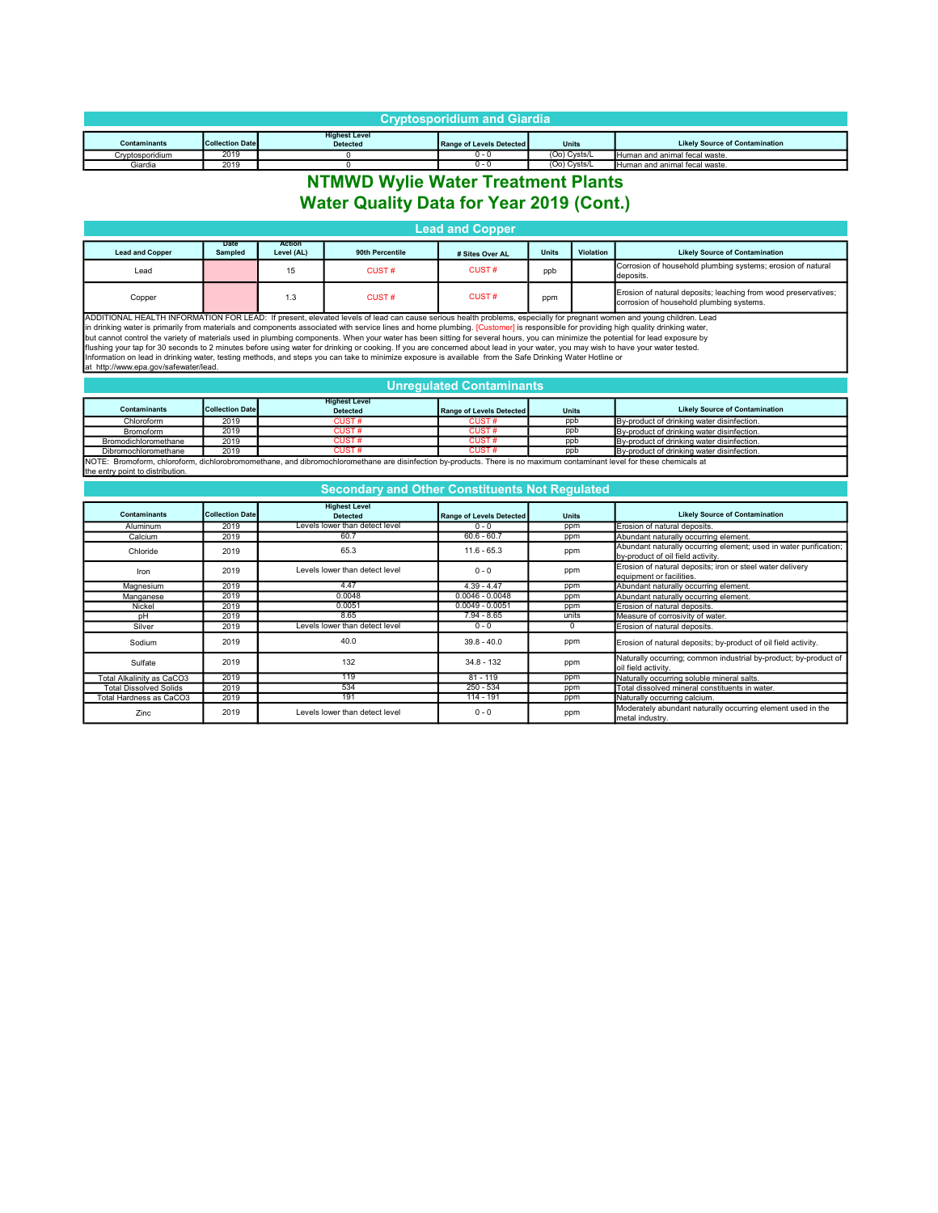## Cryptosporidium and Giardia

| Contaminants | Collection Date | Highest Level Detected | Range of Levels Detected | Units | Likely Source of Contamination |
|---|---|---|---|---|---|
| Cryptosporidium | 2019 | 0 | 0 - 0 | (Oo) Cysts/L | Human and animal fecal waste. |
| Giardia | 2019 | 0 | 0 - 0 | (Oo) Cysts/L | Human and animal fecal waste. |

# NTMWD Wylie Water Treatment Plants Water Quality Data for Year 2019 (Cont.)

## Lead and Copper

| Lead and Copper | Date Sampled | Action Level (AL) | 90th Percentile | # Sites Over AL | Units | Violation | Likely Source of Contamination |
|---|---|---|---|---|---|---|---|
| Lead | | 15 | CUST # | CUST # | ppb | | Corrosion of household plumbing systems; erosion of natural deposits. |
| Copper | | 1.3 | CUST # | CUST # | ppm | | Erosion of natural deposits; leaching from wood preservatives; corrosion of household plumbing systems. |

ADDITIONAL HEALTH INFORMATION FOR LEAD: If present, elevated levels of lead can cause serious health problems, especially for pregnant women and young children. Lead in drinking water is primarily from materials and components associated with service lines and home plumbing. [Customer] is responsible for providing high quality drinking water, but cannot control the variety of materials used in plumbing components. When your water has been sitting for several hours, you can minimize the potential for lead exposure by flushing your tap for 30 seconds to 2 minutes before using water for drinking or cooking. If you are concerned about lead in your water, you may wish to have your water tested. Information on lead in drinking water, testing methods, and steps you can take to minimize exposure is available from the Safe Drinking Water Hotline or at http://www.epa.gov/safewater/lead.

## Unregulated Contaminants

| Contaminants | Collection Date | Highest Level Detected | Range of Levels Detected | Units | Likely Source of Contamination |
|---|---|---|---|---|---|
| Chloroform | 2019 | CUST # | CUST # | ppb | By-product of drinking water disinfection. |
| Bromoform | 2019 | CUST # | CUST # | ppb | By-product of drinking water disinfection. |
| Bromodichloromethane | 2019 | CUST # | CUST # | ppb | By-product of drinking water disinfection. |
| Dibromochloromethane | 2019 | CUST # | CUST # | ppb | By-product of drinking water disinfection. |

NOTE: Bromoform, chloroform, dichlorobromomethane, and dibromochloromethane are disinfection by-products. There is no maximum contaminant level for these chemicals at the entry point to distribution.

## Secondary and Other Constituents Not Regulated

| Contaminants | Collection Date | Highest Level Detected | Range of Levels Detected | Units | Likely Source of Contamination |
|---|---|---|---|---|---|
| Aluminum | 2019 | Levels lower than detect level | 0 - 0 | ppm | Erosion of natural deposits. |
| Calcium | 2019 | 60.7 | 60.6 - 60.7 | ppm | Abundant naturally occurring element. |
| Chloride | 2019 | 65.3 | 11.6 - 65.3 | ppm | Abundant naturally occurring element; used in water purification; by-product of oil field activity. |
| Iron | 2019 | Levels lower than detect level | 0 - 0 | ppm | Erosion of natural deposits; iron or steel water delivery equipment or facilities. |
| Magnesium | 2019 | 4.47 | 4.39 - 4.47 | ppm | Abundant naturally occurring element. |
| Manganese | 2019 | 0.0048 | 0.0046 - 0.0048 | ppm | Abundant naturally occurring element. |
| Nickel | 2019 | 0.0051 | 0.0049 - 0.0051 | ppm | Erosion of natural deposits. |
| pH | 2019 | 8.65 | 7.94 - 8.65 | units | Measure of corrosivity of water. |
| Silver | 2019 | Levels lower than detect level | 0 - 0 | 0 | Erosion of natural deposits. |
| Sodium | 2019 | 40.0 | 39.8 - 40.0 | ppm | Erosion of natural deposits; by-product of oil field activity. |
| Sulfate | 2019 | 132 | 34.8 - 132 | ppm | Naturally occurring; common industrial by-product; by-product of oil field activity. |
| Total Alkalinity as $CaCO_3$ | 2019 | 119 | 81 - 119 | ppm | Naturally occurring soluble mineral salts. |
| Total Dissolved Solids | 2019 | 534 | 250 - 534 | ppm | Total dissolved mineral constituents in water. |
| Total Hardness as $CaCO_3$ | 2019 | 191 | 114 - 191 | ppm | Naturally occurring calcium. |
| Zinc | 2019 | Levels lower than detect level | 0 - 0 | ppm | Moderately abundant naturally occurring element used in the metal industry. |